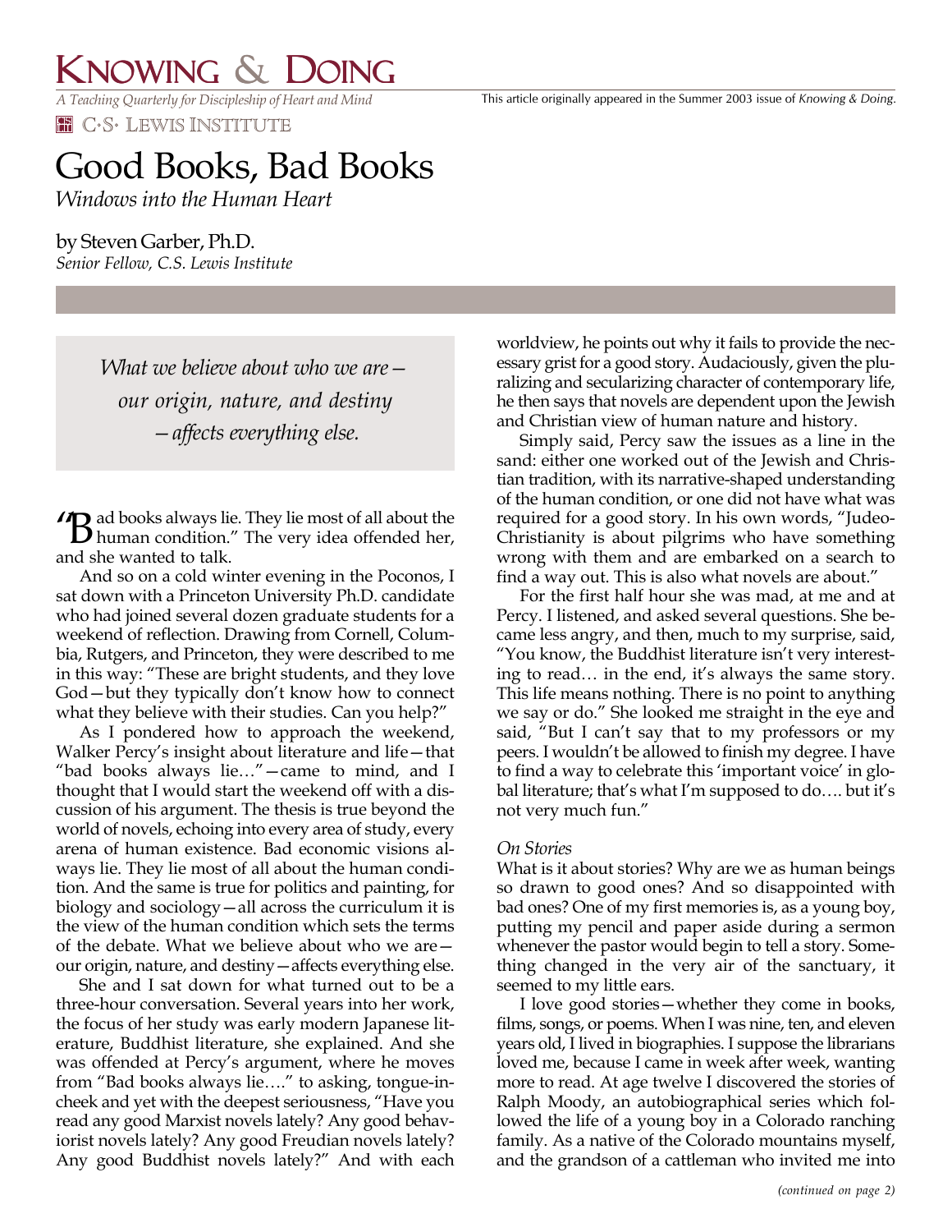# Knowing & Doing

*A Teaching Quarterly for Discipleship of Heart and Mind*

C·S· Lewis Institute

This article originally appeared in the Summer 2003 issue of *Knowing & Doing*.

# Good Books, Bad Books

*Windows into the Human Heart*

by Steven Garber, Ph.D.
*Senior Fellow, C.S. Lewis Institute*

> *What we believe about who we are—our origin, nature, and destiny—affects everything else.*

"Bad books always lie. They lie most of all about the human condition." The very idea offended her, and she wanted to talk.

And so on a cold winter evening in the Poconos, I sat down with a Princeton University Ph.D. candidate who had joined several dozen graduate students for a weekend of reflection. Drawing from Cornell, Columbia, Rutgers, and Princeton, they were described to me in this way: "These are bright students, and they love God—but they typically don't know how to connect what they believe with their studies. Can you help?"

As I pondered how to approach the weekend, Walker Percy's insight about literature and life—that "bad books always lie…"—came to mind, and I thought that I would start the weekend off with a discussion of his argument. The thesis is true beyond the world of novels, echoing into every area of study, every arena of human existence. Bad economic visions always lie. They lie most of all about the human condition. And the same is true for politics and painting, for biology and sociology—all across the curriculum it is the view of the human condition which sets the terms of the debate. What we believe about who we are—our origin, nature, and destiny—affects everything else.

She and I sat down for what turned out to be a three-hour conversation. Several years into her work, the focus of her study was early modern Japanese literature, Buddhist literature, she explained. And she was offended at Percy's argument, where he moves from "Bad books always lie…." to asking, tongue-in-cheek and yet with the deepest seriousness, "Have you read any good Marxist novels lately? Any good behaviorist novels lately? Any good Freudian novels lately? Any good Buddhist novels lately?" And with each worldview, he points out why it fails to provide the necessary grist for a good story. Audaciously, given the pluralizing and secularizing character of contemporary life, he then says that novels are dependent upon the Jewish and Christian view of human nature and history.

Simply said, Percy saw the issues as a line in the sand: either one worked out of the Jewish and Christian tradition, with its narrative-shaped understanding of the human condition, or one did not have what was required for a good story. In his own words, "Judeo-Christianity is about pilgrims who have something wrong with them and are embarked on a search to find a way out. This is also what novels are about."

For the first half hour she was mad, at me and at Percy. I listened, and asked several questions. She became less angry, and then, much to my surprise, said, "You know, the Buddhist literature isn't very interesting to read… in the end, it's always the same story. This life means nothing. There is no point to anything we say or do." She looked me straight in the eye and said, "But I can't say that to my professors or my peers. I wouldn't be allowed to finish my degree. I have to find a way to celebrate this 'important voice' in global literature; that's what I'm supposed to do…. but it's not very much fun."

*On Stories*

What is it about stories? Why are we as human beings so drawn to good ones? And so disappointed with bad ones? One of my first memories is, as a young boy, putting my pencil and paper aside during a sermon whenever the pastor would begin to tell a story. Something changed in the very air of the sanctuary, it seemed to my little ears.

I love good stories—whether they come in books, films, songs, or poems. When I was nine, ten, and eleven years old, I lived in biographies. I suppose the librarians loved me, because I came in week after week, wanting more to read. At age twelve I discovered the stories of Ralph Moody, an autobiographical series which followed the life of a young boy in a Colorado ranching family. As a native of the Colorado mountains myself, and the grandson of a cattleman who invited me into

*(continued on page 2)*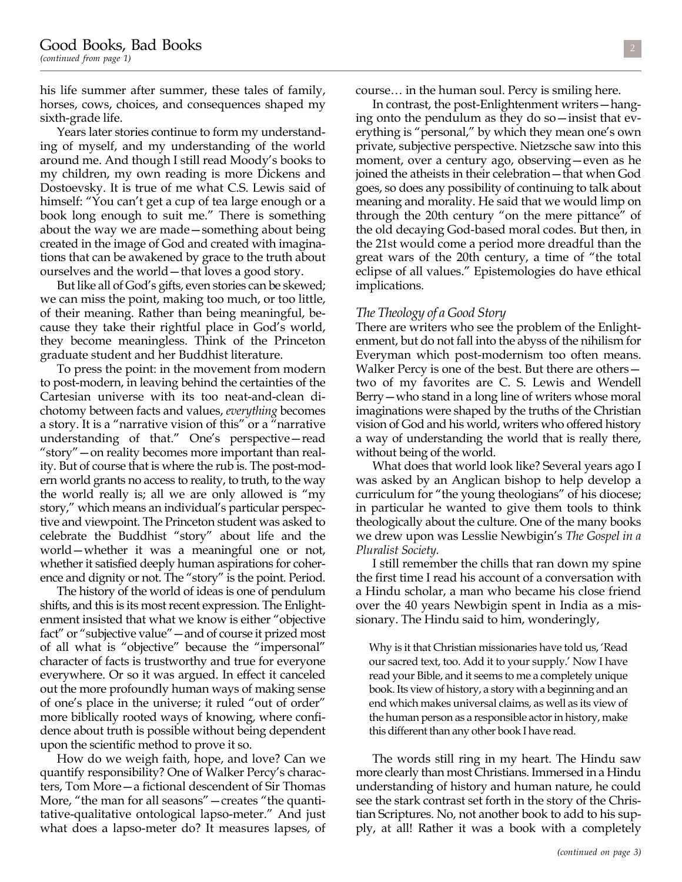his life summer after summer, these tales of family, horses, cows, choices, and consequences shaped my sixth-grade life.

Years later stories continue to form my understanding of myself, and my understanding of the world around me. And though I still read Moody's books to my children, my own reading is more Dickens and Dostoevsky. It is true of me what C.S. Lewis said of himself: "You can't get a cup of tea large enough or a book long enough to suit me." There is something about the way we are made—something about being created in the image of God and created with imaginations that can be awakened by grace to the truth about ourselves and the world—that loves a good story.

But like all of God's gifts, even stories can be skewed; we can miss the point, making too much, or too little, of their meaning. Rather than being meaningful, because they take their rightful place in God's world, they become meaningless. Think of the Princeton graduate student and her Buddhist literature.

To press the point: in the movement from modern to post-modern, in leaving behind the certainties of the Cartesian universe with its too neat-and-clean dichotomy between facts and values, *everything* becomes a story. It is a "narrative vision of this" or a "narrative understanding of that." One's perspective—read "story"—on reality becomes more important than reality. But of course that is where the rub is. The post-modern world grants no access to reality, to truth, to the way the world really is; all we are only allowed is "my story," which means an individual's particular perspective and viewpoint. The Princeton student was asked to celebrate the Buddhist "story" about life and the world—whether it was a meaningful one or not, whether it satisfied deeply human aspirations for coherence and dignity or not. The "story" is the point. Period.

The history of the world of ideas is one of pendulum shifts, and this is its most recent expression. The Enlightenment insisted that what we know is either "objective fact" or "subjective value"—and of course it prized most of all what is "objective" because the "impersonal" character of facts is trustworthy and true for everyone everywhere. Or so it was argued. In effect it canceled out the more profoundly human ways of making sense of one's place in the universe; it ruled "out of order" more biblically rooted ways of knowing, where confidence about truth is possible without being dependent upon the scientific method to prove it so.

How do we weigh faith, hope, and love? Can we quantify responsibility? One of Walker Percy's characters, Tom More—a fictional descendent of Sir Thomas More, "the man for all seasons"—creates "the quantitative-qualitative ontological lapso-meter." And just what does a lapso-meter do? It measures lapses, of course… in the human soul. Percy is smiling here.

In contrast, the post-Enlightenment writers—hanging onto the pendulum as they do so—insist that everything is "personal," by which they mean one's own private, subjective perspective. Nietzsche saw into this moment, over a century ago, observing—even as he joined the atheists in their celebration—that when God goes, so does any possibility of continuing to talk about meaning and morality. He said that we would limp on through the 20th century "on the mere pittance" of the old decaying God-based moral codes. But then, in the 21st would come a period more dreadful than the great wars of the 20th century, a time of "the total eclipse of all values." Epistemologies do have ethical implications.

### *The Theology of a Good Story*

There are writers who see the problem of the Enlightenment, but do not fall into the abyss of the nihilism for Everyman which post-modernism too often means. Walker Percy is one of the best. But there are others—two of my favorites are C. S. Lewis and Wendell Berry—who stand in a long line of writers whose moral imaginations were shaped by the truths of the Christian vision of God and his world, writers who offered history a way of understanding the world that is really there, without being of the world.

What does that world look like? Several years ago I was asked by an Anglican bishop to help develop a curriculum for "the young theologians" of his diocese; in particular he wanted to give them tools to think theologically about the culture. One of the many books we drew upon was Lesslie Newbigin's *The Gospel in a Pluralist Society.*

I still remember the chills that ran down my spine the first time I read his account of a conversation with a Hindu scholar, a man who became his close friend over the 40 years Newbigin spent in India as a missionary. The Hindu said to him, wonderingly,

> Why is it that Christian missionaries have told us, 'Read our sacred text, too. Add it to your supply.' Now I have read your Bible, and it seems to me a completely unique book. Its view of history, a story with a beginning and an end which makes universal claims, as well as its view of the human person as a responsible actor in history, make this different than any other book I have read.

The words still ring in my heart. The Hindu saw more clearly than most Christians. Immersed in a Hindu understanding of history and human nature, he could see the stark contrast set forth in the story of the Christian Scriptures. No, not another book to add to his supply, at all! Rather it was a book with a completely

*(continued on page 3)*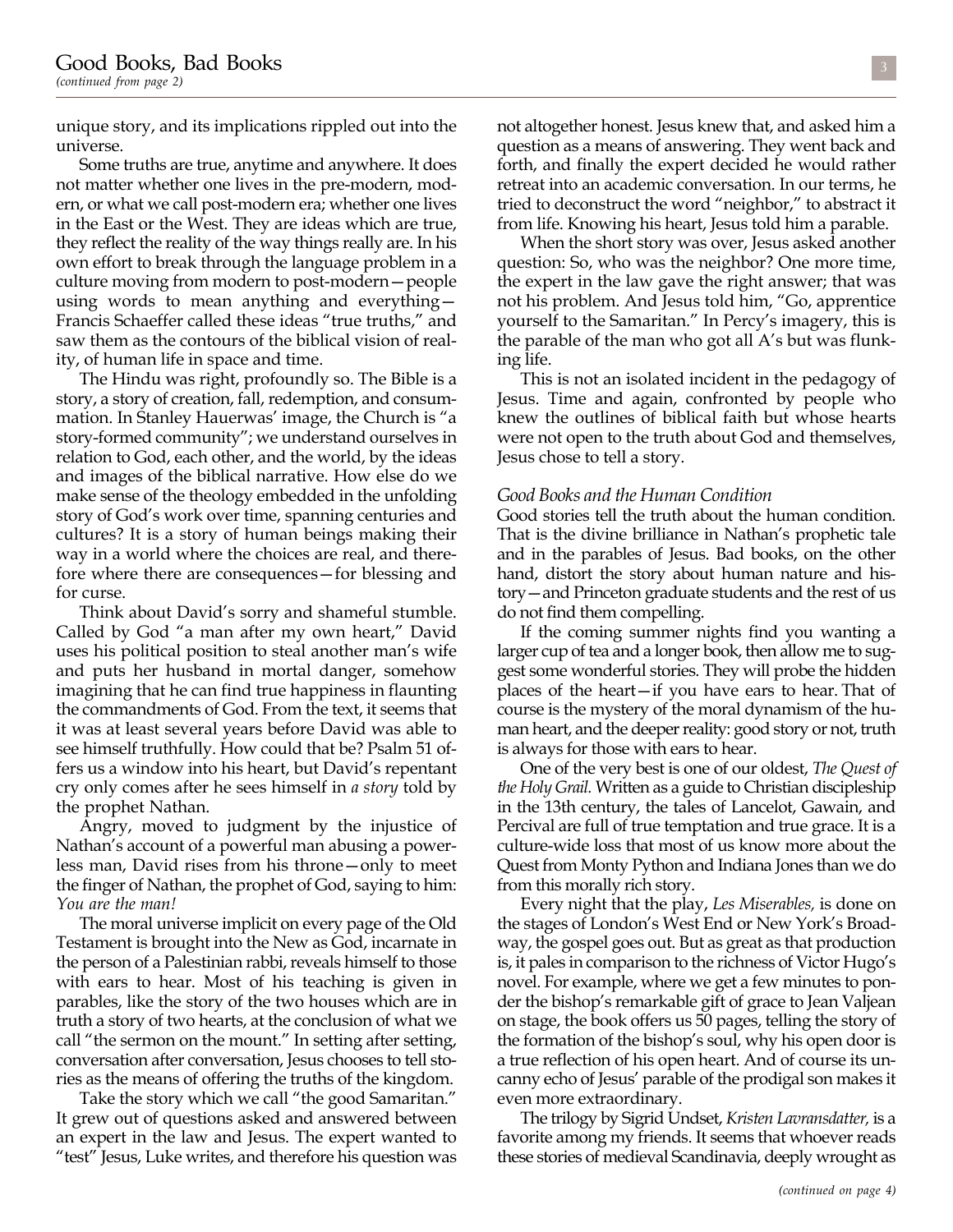unique story, and its implications rippled out into the universe.

Some truths are true, anytime and anywhere. It does not matter whether one lives in the pre-modern, modern, or what we call post-modern era; whether one lives in the East or the West. They are ideas which are true, they reflect the reality of the way things really are. In his own effort to break through the language problem in a culture moving from modern to post-modern—people using words to mean anything and everything—Francis Schaeffer called these ideas "true truths," and saw them as the contours of the biblical vision of reality, of human life in space and time.

The Hindu was right, profoundly so. The Bible is a story, a story of creation, fall, redemption, and consummation. In Stanley Hauerwas' image, the Church is "a story-formed community"; we understand ourselves in relation to God, each other, and the world, by the ideas and images of the biblical narrative. How else do we make sense of the theology embedded in the unfolding story of God's work over time, spanning centuries and cultures? It is a story of human beings making their way in a world where the choices are real, and therefore where there are consequences—for blessing and for curse.

Think about David's sorry and shameful stumble. Called by God "a man after my own heart," David uses his political position to steal another man's wife and puts her husband in mortal danger, somehow imagining that he can find true happiness in flaunting the commandments of God. From the text, it seems that it was at least several years before David was able to see himself truthfully. How could that be? Psalm 51 offers us a window into his heart, but David's repentant cry only comes after he sees himself in *a story* told by the prophet Nathan.

Angry, moved to judgment by the injustice of Nathan's account of a powerful man abusing a powerless man, David rises from his throne—only to meet the finger of Nathan, the prophet of God, saying to him: *You are the man!*

The moral universe implicit on every page of the Old Testament is brought into the New as God, incarnate in the person of a Palestinian rabbi, reveals himself to those with ears to hear. Most of his teaching is given in parables, like the story of the two houses which are in truth a story of two hearts, at the conclusion of what we call "the sermon on the mount." In setting after setting, conversation after conversation, Jesus chooses to tell stories as the means of offering the truths of the kingdom.

Take the story which we call "the good Samaritan." It grew out of questions asked and answered between an expert in the law and Jesus. The expert wanted to "test" Jesus, Luke writes, and therefore his question was not altogether honest. Jesus knew that, and asked him a question as a means of answering. They went back and forth, and finally the expert decided he would rather retreat into an academic conversation. In our terms, he tried to deconstruct the word "neighbor," to abstract it from life. Knowing his heart, Jesus told him a parable.

When the short story was over, Jesus asked another question: So, who was the neighbor? One more time, the expert in the law gave the right answer; that was not his problem. And Jesus told him, "Go, apprentice yourself to the Samaritan." In Percy's imagery, this is the parable of the man who got all A's but was flunking life.

This is not an isolated incident in the pedagogy of Jesus. Time and again, confronted by people who knew the outlines of biblical faith but whose hearts were not open to the truth about God and themselves, Jesus chose to tell a story.

### *Good Books and the Human Condition*

Good stories tell the truth about the human condition. That is the divine brilliance in Nathan's prophetic tale and in the parables of Jesus. Bad books, on the other hand, distort the story about human nature and history—and Princeton graduate students and the rest of us do not find them compelling.

If the coming summer nights find you wanting a larger cup of tea and a longer book, then allow me to suggest some wonderful stories. They will probe the hidden places of the heart—if you have ears to hear. That of course is the mystery of the moral dynamism of the human heart, and the deeper reality: good story or not, truth is always for those with ears to hear.

One of the very best is one of our oldest, *The Quest of the Holy Grail.* Written as a guide to Christian discipleship in the 13th century, the tales of Lancelot, Gawain, and Percival are full of true temptation and true grace. It is a culture-wide loss that most of us know more about the Quest from Monty Python and Indiana Jones than we do from this morally rich story.

Every night that the play, *Les Miserables,* is done on the stages of London's West End or New York's Broadway, the gospel goes out. But as great as that production is, it pales in comparison to the richness of Victor Hugo's novel. For example, where we get a few minutes to ponder the bishop's remarkable gift of grace to Jean Valjean on stage, the book offers us 50 pages, telling the story of the formation of the bishop's soul, why his open door is a true reflection of his open heart. And of course its uncanny echo of Jesus' parable of the prodigal son makes it even more extraordinary.

The trilogy by Sigrid Undset, *Kristen Lavransdatter,* is a favorite among my friends. It seems that whoever reads these stories of medieval Scandinavia, deeply wrought as

*(continued on page 4)*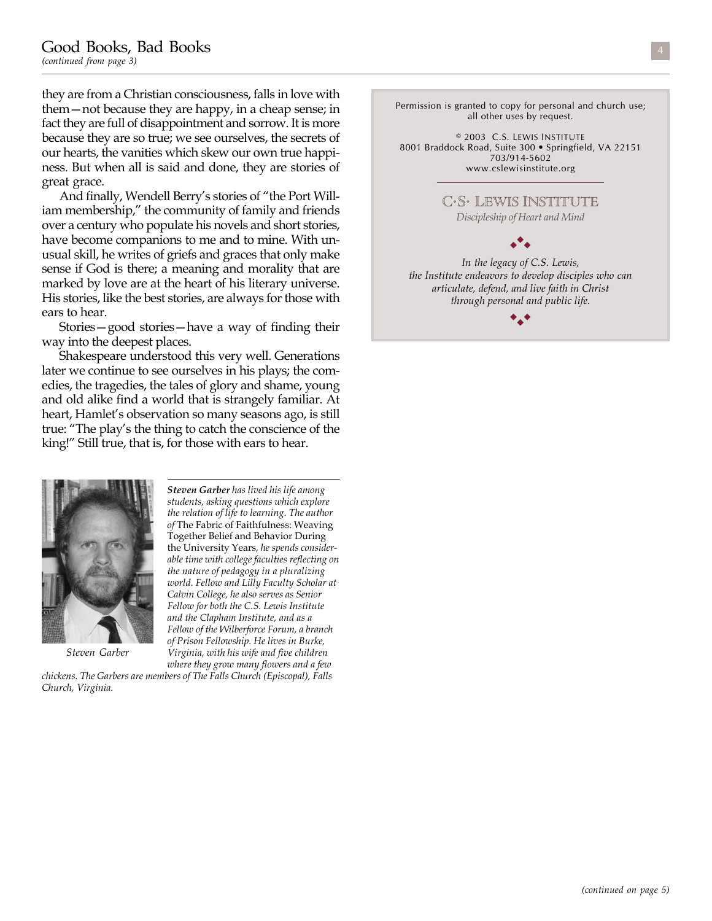they are from a Christian consciousness, falls in love with them—not because they are happy, in a cheap sense; in fact they are full of disappointment and sorrow. It is more because they are so true; we see ourselves, the secrets of our hearts, the vanities which skew our own true happiness. But when all is said and done, they are stories of great grace.

And finally, Wendell Berry's stories of "the Port William membership," the community of family and friends over a century who populate his novels and short stories, have become companions to me and to mine. With unusual skill, he writes of griefs and graces that only make sense if God is there; a meaning and morality that are marked by love are at the heart of his literary universe. His stories, like the best stories, are always for those with ears to hear.

Stories—good stories—have a way of finding their way into the deepest places.

Shakespeare understood this very well. Generations later we continue to see ourselves in his plays; the comedies, the tragedies, the tales of glory and shame, young and old alike find a world that is strangely familiar. At heart, Hamlet's observation so many seasons ago, is still true: "The play's the thing to catch the conscience of the king!" Still true, that is, for those with ears to hear.

Steven Garber

***Steven Garber*** *has lived his life among students, asking questions which explore the relation of life to learning. The author of* The Fabric of Faithfulness: Weaving Together Belief and Behavior During the University Years, *he spends considerable time with college faculties reflecting on the nature of pedagogy in a pluralizing world. Fellow and Lilly Faculty Scholar at Calvin College, he also serves as Senior Fellow for both the C.S. Lewis Institute and the Clapham Institute, and as a Fellow of the Wilberforce Forum, a branch of Prison Fellowship. He lives in Burke, Virginia, with his wife and five children where they grow many flowers and a few chickens. The Garbers are members of The Falls Church (Episcopal), Falls Church, Virginia.*

Permission is granted to copy for personal and church use; all other uses by request.

© 2003 C.S. LEWIS INSTITUTE
8001 Braddock Road, Suite 300 • Springfield, VA 22151
703/914-5602
www.cslewisinstitute.org

C·S· LEWIS INSTITUTE
*Discipleship of Heart and Mind*

*In the legacy of C.S. Lewis, the Institute endeavors to develop disciples who can articulate, defend, and live faith in Christ through personal and public life.*

*(continued on page 5)*